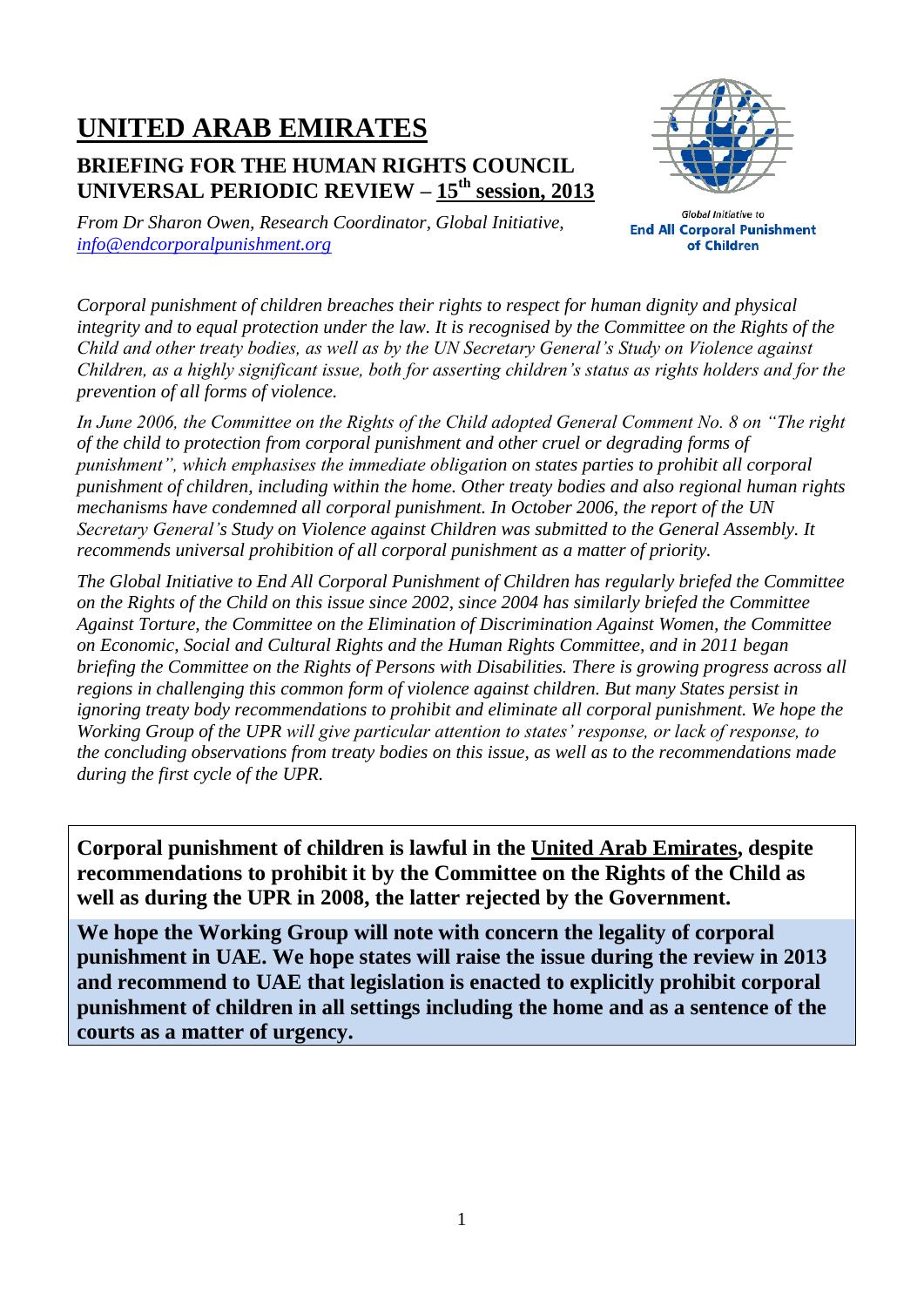# UNITED ARAB EMIRATES

## BRIEFING FOR THE HUMAN RIGHTS COUNCIL UNIVERSAL PERIODIC REVIEW – 15th session, 2013

*From Dr Sharon Owen, Research Coordinator, Global Initiative, info@endcorporalpunishment.org*

Global Initiative to **End All Corporal Punishment of Children**

*Corporal punishment of children breaches their rights to respect for human dignity and physical integrity and to equal protection under the law. It is recognised by the Committee on the Rights of the Child and other treaty bodies, as well as by the UN Secretary General's Study on Violence against Children, as a highly significant issue, both for asserting children's status as rights holders and for the prevention of all forms of violence.*

*In June 2006, the Committee on the Rights of the Child adopted General Comment No. 8 on "The right of the child to protection from corporal punishment and other cruel or degrading forms of punishment", which emphasises the immediate obligation on states parties to prohibit all corporal punishment of children, including within the home. Other treaty bodies and also regional human rights mechanisms have condemned all corporal punishment. In October 2006, the report of the UN Secretary General's Study on Violence against Children was submitted to the General Assembly. It recommends universal prohibition of all corporal punishment as a matter of priority.*

*The Global Initiative to End All Corporal Punishment of Children has regularly briefed the Committee on the Rights of the Child on this issue since 2002, since 2004 has similarly briefed the Committee Against Torture, the Committee on the Elimination of Discrimination Against Women, the Committee on Economic, Social and Cultural Rights and the Human Rights Committee, and in 2011 began briefing the Committee on the Rights of Persons with Disabilities. There is growing progress across all regions in challenging this common form of violence against children. But many States persist in ignoring treaty body recommendations to prohibit and eliminate all corporal punishment. We hope the Working Group of the UPR will give particular attention to states' response, or lack of response, to the concluding observations from treaty bodies on this issue, as well as to the recommendations made during the first cycle of the UPR.*

**Corporal punishment of children is lawful in the United Arab Emirates, despite recommendations to prohibit it by the Committee on the Rights of the Child as well as during the UPR in 2008, the latter rejected by the Government.**

**We hope the Working Group will note with concern the legality of corporal punishment in UAE. We hope states will raise the issue during the review in 2013 and recommend to UAE that legislation is enacted to explicitly prohibit corporal punishment of children in all settings including the home and as a sentence of the courts as a matter of urgency.**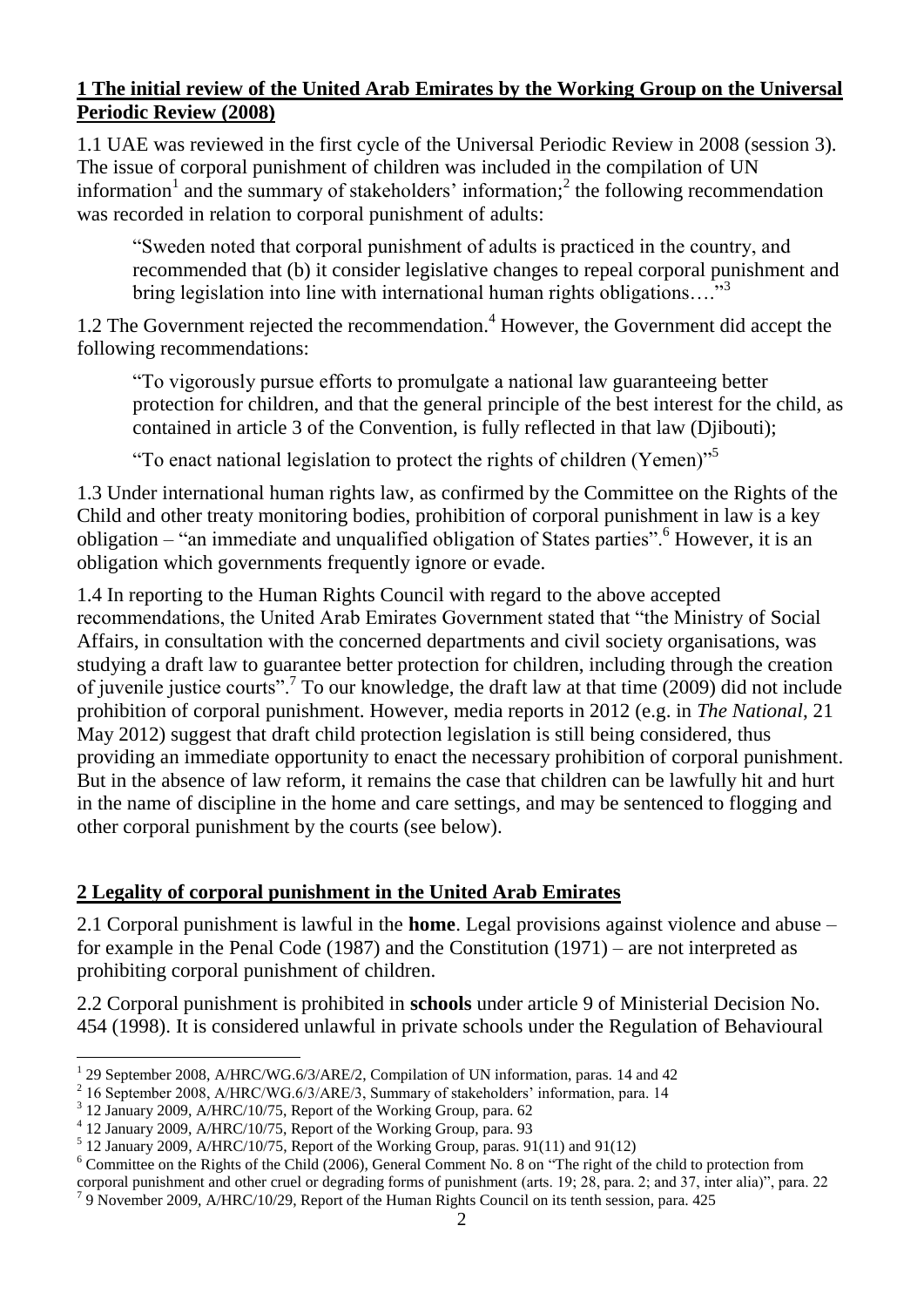## 1 The initial review of the United Arab Emirates by the Working Group on the Universal Periodic Review (2008)

1.1 UAE was reviewed in the first cycle of the Universal Periodic Review in 2008 (session 3). The issue of corporal punishment of children was included in the compilation of UN information[1] and the summary of stakeholders' information;[2] the following recommendation was recorded in relation to corporal punishment of adults:

> "Sweden noted that corporal punishment of adults is practiced in the country, and recommended that (b) it consider legislative changes to repeal corporal punishment and bring legislation into line with international human rights obligations…."[3]

1.2 The Government rejected the recommendation.[4] However, the Government did accept the following recommendations:

> "To vigorously pursue efforts to promulgate a national law guaranteeing better protection for children, and that the general principle of the best interest for the child, as contained in article 3 of the Convention, is fully reflected in that law (Djibouti);
>
> "To enact national legislation to protect the rights of children (Yemen)"[5]

1.3 Under international human rights law, as confirmed by the Committee on the Rights of the Child and other treaty monitoring bodies, prohibition of corporal punishment in law is a key obligation – "an immediate and unqualified obligation of States parties".[6] However, it is an obligation which governments frequently ignore or evade.

1.4 In reporting to the Human Rights Council with regard to the above accepted recommendations, the United Arab Emirates Government stated that "the Ministry of Social Affairs, in consultation with the concerned departments and civil society organisations, was studying a draft law to guarantee better protection for children, including through the creation of juvenile justice courts".[7] To our knowledge, the draft law at that time (2009) did not include prohibition of corporal punishment. However, media reports in 2012 (e.g. in *The National*, 21 May 2012) suggest that draft child protection legislation is still being considered, thus providing an immediate opportunity to enact the necessary prohibition of corporal punishment. But in the absence of law reform, it remains the case that children can be lawfully hit and hurt in the name of discipline in the home and care settings, and may be sentenced to flogging and other corporal punishment by the courts (see below).

## 2 Legality of corporal punishment in the United Arab Emirates

2.1 Corporal punishment is lawful in the **home**. Legal provisions against violence and abuse – for example in the Penal Code (1987) and the Constitution (1971) – are not interpreted as prohibiting corporal punishment of children.

2.2 Corporal punishment is prohibited in **schools** under article 9 of Ministerial Decision No. 454 (1998). It is considered unlawful in private schools under the Regulation of Behavioural

---

[1] 29 September 2008, A/HRC/WG.6/3/ARE/2, Compilation of UN information, paras. 14 and 42

[2] 16 September 2008, A/HRC/WG.6/3/ARE/3, Summary of stakeholders' information, para. 14

[3] 12 January 2009, A/HRC/10/75, Report of the Working Group, para. 62

[4] 12 January 2009, A/HRC/10/75, Report of the Working Group, para. 93

[5] 12 January 2009, A/HRC/10/75, Report of the Working Group, paras. 91(11) and 91(12)

[6] Committee on the Rights of the Child (2006), General Comment No. 8 on "The right of the child to protection from corporal punishment and other cruel or degrading forms of punishment (arts. 19; 28, para. 2; and 37, inter alia)", para. 22

[7] 9 November 2009, A/HRC/10/29, Report of the Human Rights Council on its tenth session, para. 425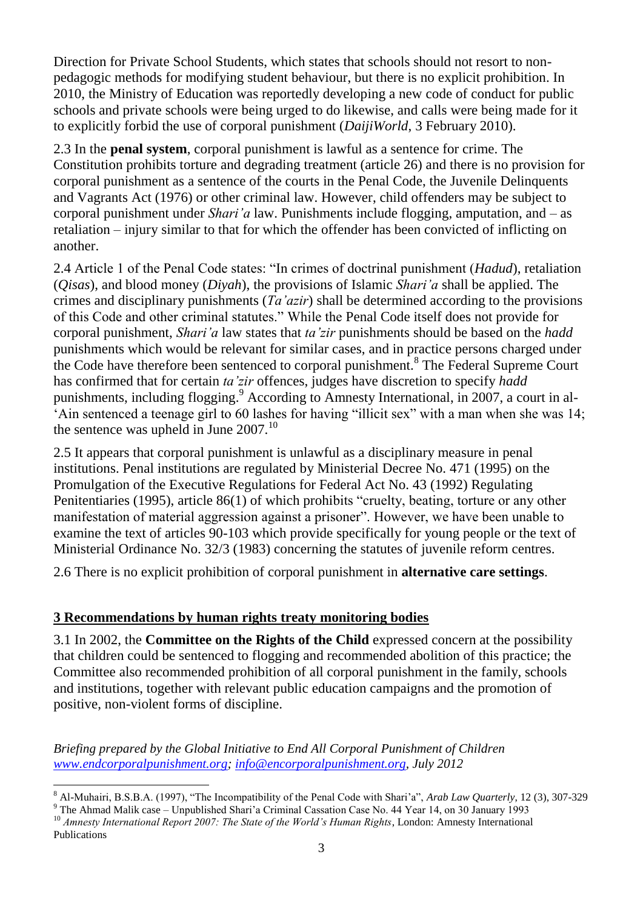Direction for Private School Students, which states that schools should not resort to non-pedagogic methods for modifying student behaviour, but there is no explicit prohibition. In 2010, the Ministry of Education was reportedly developing a new code of conduct for public schools and private schools were being urged to do likewise, and calls were being made for it to explicitly forbid the use of corporal punishment (*DaijiWorld*, 3 February 2010).

2.3 In the **penal system**, corporal punishment is lawful as a sentence for crime. The Constitution prohibits torture and degrading treatment (article 26) and there is no provision for corporal punishment as a sentence of the courts in the Penal Code, the Juvenile Delinquents and Vagrants Act (1976) or other criminal law. However, child offenders may be subject to corporal punishment under *Shari'a* law. Punishments include flogging, amputation, and – as retaliation – injury similar to that for which the offender has been convicted of inflicting on another.

2.4 Article 1 of the Penal Code states: "In crimes of doctrinal punishment (*Hadud*), retaliation (*Qisas*), and blood money (*Diyah*), the provisions of Islamic *Shari'a* shall be applied. The crimes and disciplinary punishments (*Ta'azir*) shall be determined according to the provisions of this Code and other criminal statutes." While the Penal Code itself does not provide for corporal punishment, *Shari'a* law states that *ta'zir* punishments should be based on the *hadd* punishments which would be relevant for similar cases, and in practice persons charged under the Code have therefore been sentenced to corporal punishment.[8] The Federal Supreme Court has confirmed that for certain *ta'zir* offences, judges have discretion to specify *hadd* punishments, including flogging.[9] According to Amnesty International, in 2007, a court in al-'Ain sentenced a teenage girl to 60 lashes for having "illicit sex" with a man when she was 14; the sentence was upheld in June 2007.[10]

2.5 It appears that corporal punishment is unlawful as a disciplinary measure in penal institutions. Penal institutions are regulated by Ministerial Decree No. 471 (1995) on the Promulgation of the Executive Regulations for Federal Act No. 43 (1992) Regulating Penitentiaries (1995), article 86(1) of which prohibits "cruelty, beating, torture or any other manifestation of material aggression against a prisoner". However, we have been unable to examine the text of articles 90-103 which provide specifically for young people or the text of Ministerial Ordinance No. 32/3 (1983) concerning the statutes of juvenile reform centres.

2.6 There is no explicit prohibition of corporal punishment in **alternative care settings**.

## 3 Recommendations by human rights treaty monitoring bodies

3.1 In 2002, the **Committee on the Rights of the Child** expressed concern at the possibility that children could be sentenced to flogging and recommended abolition of this practice; the Committee also recommended prohibition of all corporal punishment in the family, schools and institutions, together with relevant public education campaigns and the promotion of positive, non-violent forms of discipline.

*Briefing prepared by the Global Initiative to End All Corporal Punishment of Children [www.endcorporalpunishment.org](www.endcorporalpunishment.org); [info@encorporalpunishment.org](mailto:info@encorporalpunishment.org), July 2012*

---

[8] Al-Muhairi, B.S.B.A. (1997), "The Incompatibility of the Penal Code with Shari'a", *Arab Law Quarterly*, 12 (3), 307-329

[9] The Ahmad Malik case – Unpublished Shari'a Criminal Cassation Case No. 44 Year 14, on 30 January 1993

[10] *Amnesty International Report 2007: The State of the World's Human Rights*, London: Amnesty International Publications